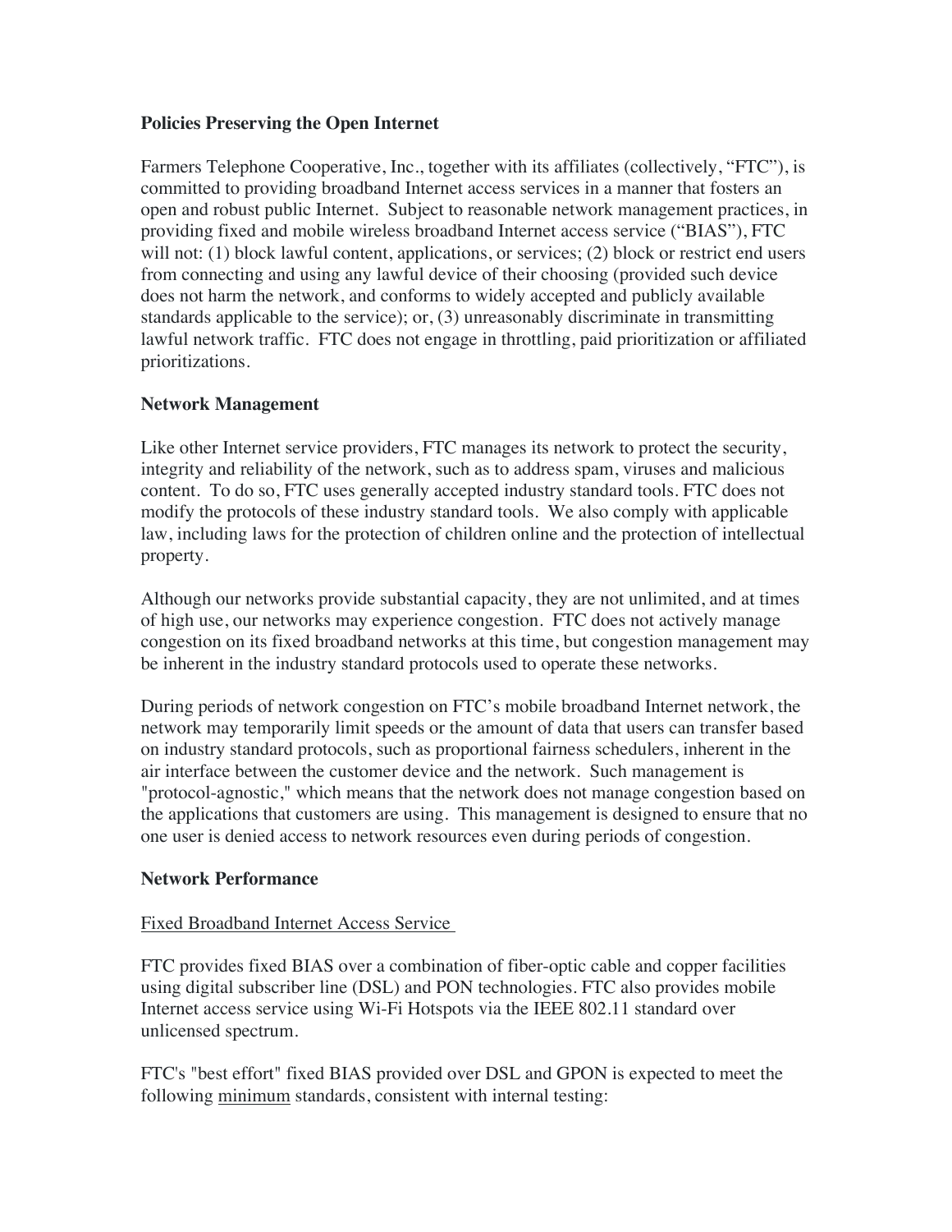**Policies Preserving the Open Internet**

Farmers Telephone Cooperative, Inc., together with its affiliates (collectively, "FTC"), is committed to providing broadband Internet access services in a manner that fosters an open and robust public Internet. Subject to reasonable network management practices, in providing fixed and mobile wireless broadband Internet access service ("BIAS"), FTC will not: (1) block lawful content, applications, or services; (2) block or restrict end users from connecting and using any lawful device of their choosing (provided such device does not harm the network, and conforms to widely accepted and publicly available standards applicable to the service); or, (3) unreasonably discriminate in transmitting lawful network traffic. FTC does not engage in throttling, paid prioritization or affiliated prioritizations.

**Network Management**

Like other Internet service providers, FTC manages its network to protect the security, integrity and reliability of the network, such as to address spam, viruses and malicious content. To do so, FTC uses generally accepted industry standard tools. FTC does not modify the protocols of these industry standard tools. We also comply with applicable law, including laws for the protection of children online and the protection of intellectual property.

Although our networks provide substantial capacity, they are not unlimited, and at times of high use, our networks may experience congestion. FTC does not actively manage congestion on its fixed broadband networks at this time, but congestion management may be inherent in the industry standard protocols used to operate these networks.

During periods of network congestion on FTC's mobile broadband Internet network, the network may temporarily limit speeds or the amount of data that users can transfer based on industry standard protocols, such as proportional fairness schedulers, inherent in the air interface between the customer device and the network. Such management is "protocol-agnostic," which means that the network does not manage congestion based on the applications that customers are using. This management is designed to ensure that no one user is denied access to network resources even during periods of congestion.

**Network Performance**

<u>Fixed Broadband Internet Access Service</u>

FTC provides fixed BIAS over a combination of fiber-optic cable and copper facilities using digital subscriber line (DSL) and PON technologies. FTC also provides mobile Internet access service using Wi-Fi Hotspots via the IEEE 802.11 standard over unlicensed spectrum.

FTC's "best effort" fixed BIAS provided over DSL and GPON is expected to meet the following <u>minimum</u> standards, consistent with internal testing: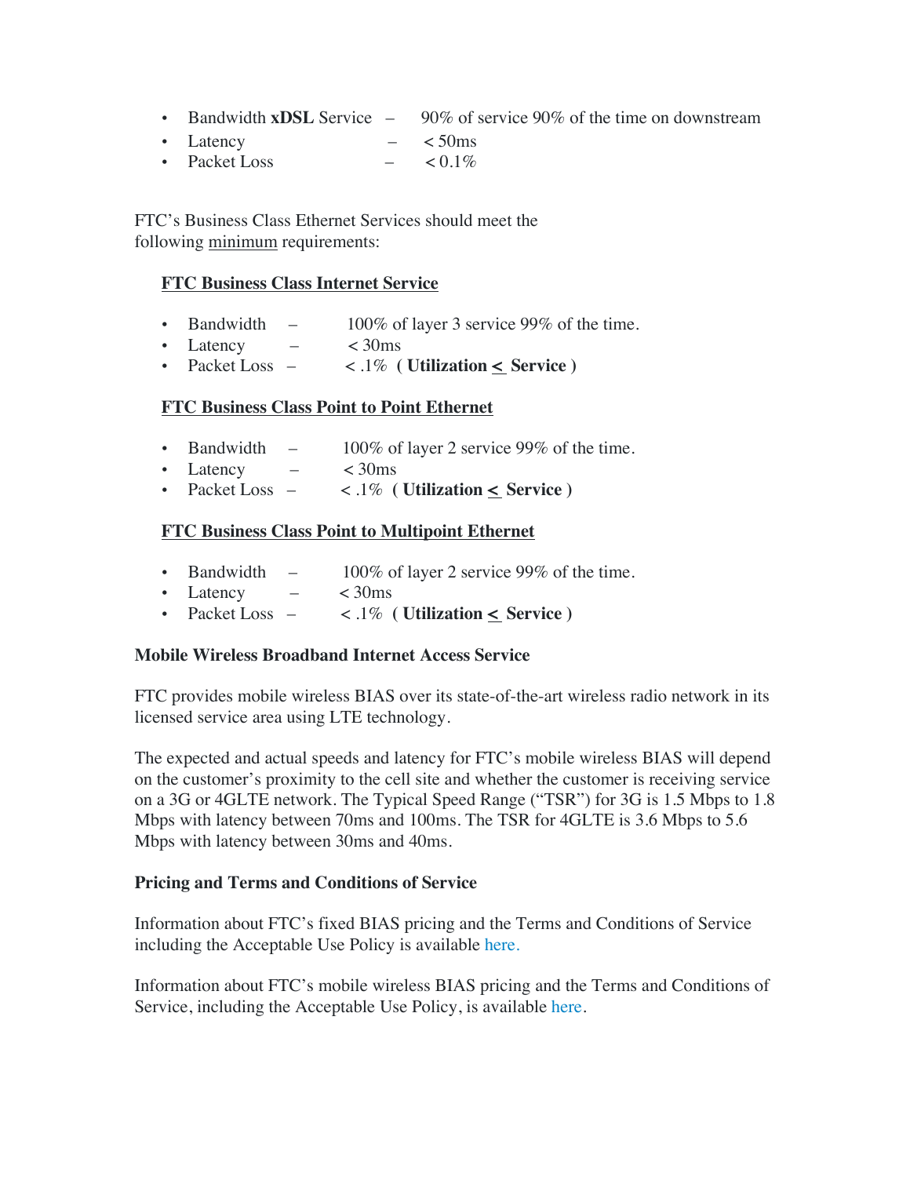- Bandwidth **xDSL** Service – 90% of service 90% of the time on downstream
- Latency – < 50ms
- Packet Loss – < 0.1%

FTC's Business Class Ethernet Services should meet the following minimum requirements:

**FTC Business Class Internet Service**

- Bandwidth – 100% of layer 3 service 99% of the time.
- Latency – < 30ms
- Packet Loss – < .1% **( Utilization ≤ Service )**

**FTC Business Class Point to Point Ethernet**

- Bandwidth – 100% of layer 2 service 99% of the time.
- Latency – < 30ms
- Packet Loss – < .1% **( Utilization ≤ Service )**

**FTC Business Class Point to Multipoint Ethernet**

- Bandwidth – 100% of layer 2 service 99% of the time.
- Latency – < 30ms
- Packet Loss – < .1% **( Utilization ≤ Service )**

**Mobile Wireless Broadband Internet Access Service**

FTC provides mobile wireless BIAS over its state-of-the-art wireless radio network in its licensed service area using LTE technology.

The expected and actual speeds and latency for FTC's mobile wireless BIAS will depend on the customer's proximity to the cell site and whether the customer is receiving service on a 3G or 4GLTE network. The Typical Speed Range ("TSR") for 3G is 1.5 Mbps to 1.8 Mbps with latency between 70ms and 100ms. The TSR for 4GLTE is 3.6 Mbps to 5.6 Mbps with latency between 30ms and 40ms.

**Pricing and Terms and Conditions of Service**

Information about FTC's fixed BIAS pricing and the Terms and Conditions of Service including the Acceptable Use Policy is available here.

Information about FTC's mobile wireless BIAS pricing and the Terms and Conditions of Service, including the Acceptable Use Policy, is available here.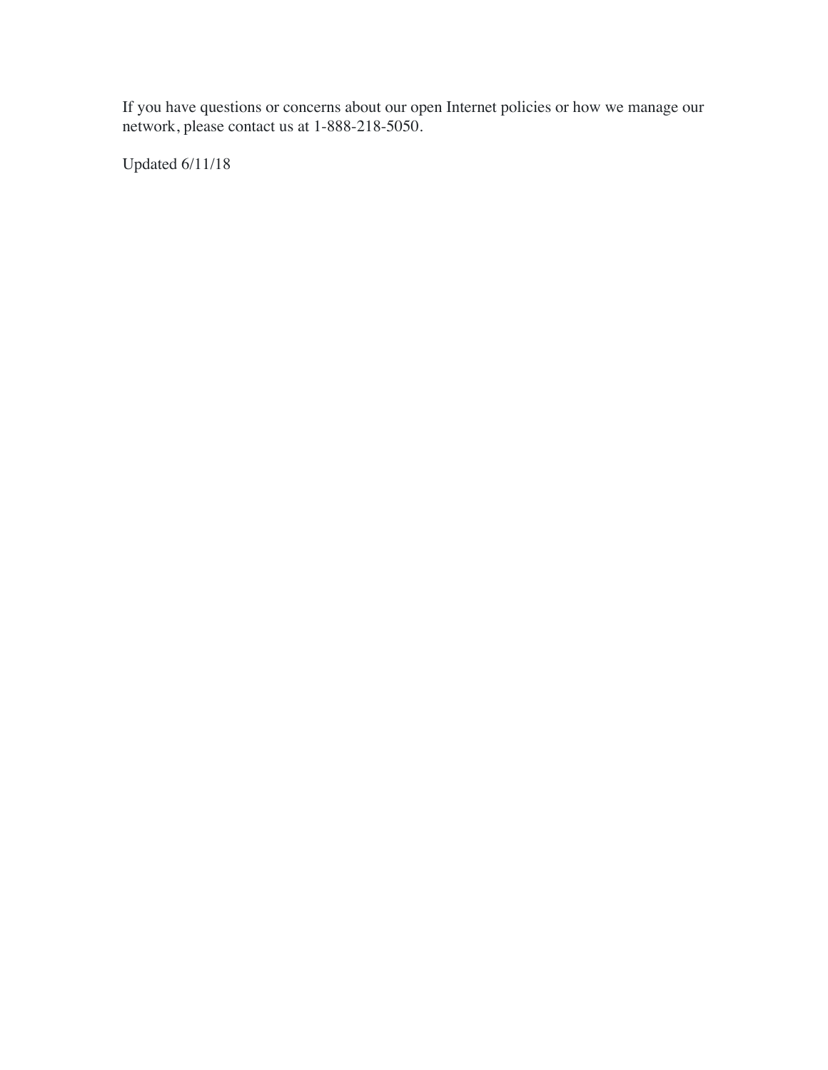If you have questions or concerns about our open Internet policies or how we manage our network, please contact us at 1-888-218-5050.

Updated 6/11/18